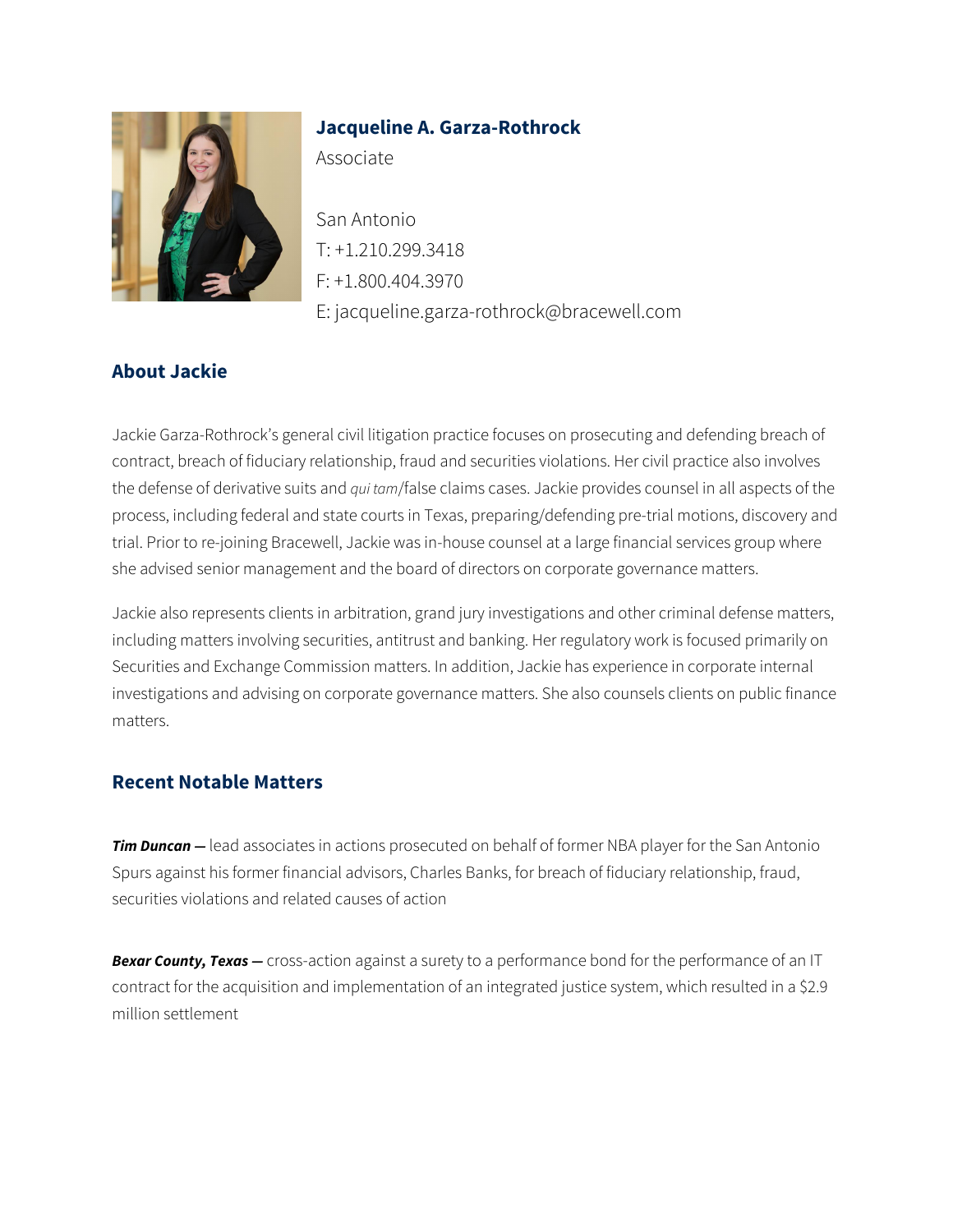# Jacqueline A. Garza-Rothrock

Associate

San Antonio
T: +1.210.299.3418
F: +1.800.404.3970
E: jacqueline.garza-rothrock@bracewell.com

## About Jackie

Jackie Garza-Rothrock's general civil litigation practice focuses on prosecuting and defending breach of contract, breach of fiduciary relationship, fraud and securities violations. Her civil practice also involves the defense of derivative suits and *qui tam*/false claims cases. Jackie provides counsel in all aspects of the process, including federal and state courts in Texas, preparing/defending pre-trial motions, discovery and trial. Prior to re-joining Bracewell, Jackie was in-house counsel at a large financial services group where she advised senior management and the board of directors on corporate governance matters.

Jackie also represents clients in arbitration, grand jury investigations and other criminal defense matters, including matters involving securities, antitrust and banking. Her regulatory work is focused primarily on Securities and Exchange Commission matters. In addition, Jackie has experience in corporate internal investigations and advising on corporate governance matters. She also counsels clients on public finance matters.

## Recent Notable Matters

***Tim Duncan —*** lead associates in actions prosecuted on behalf of former NBA player for the San Antonio Spurs against his former financial advisors, Charles Banks, for breach of fiduciary relationship, fraud, securities violations and related causes of action

***Bexar County, Texas —*** cross-action against a surety to a performance bond for the performance of an IT contract for the acquisition and implementation of an integrated justice system, which resulted in a $2.9 million settlement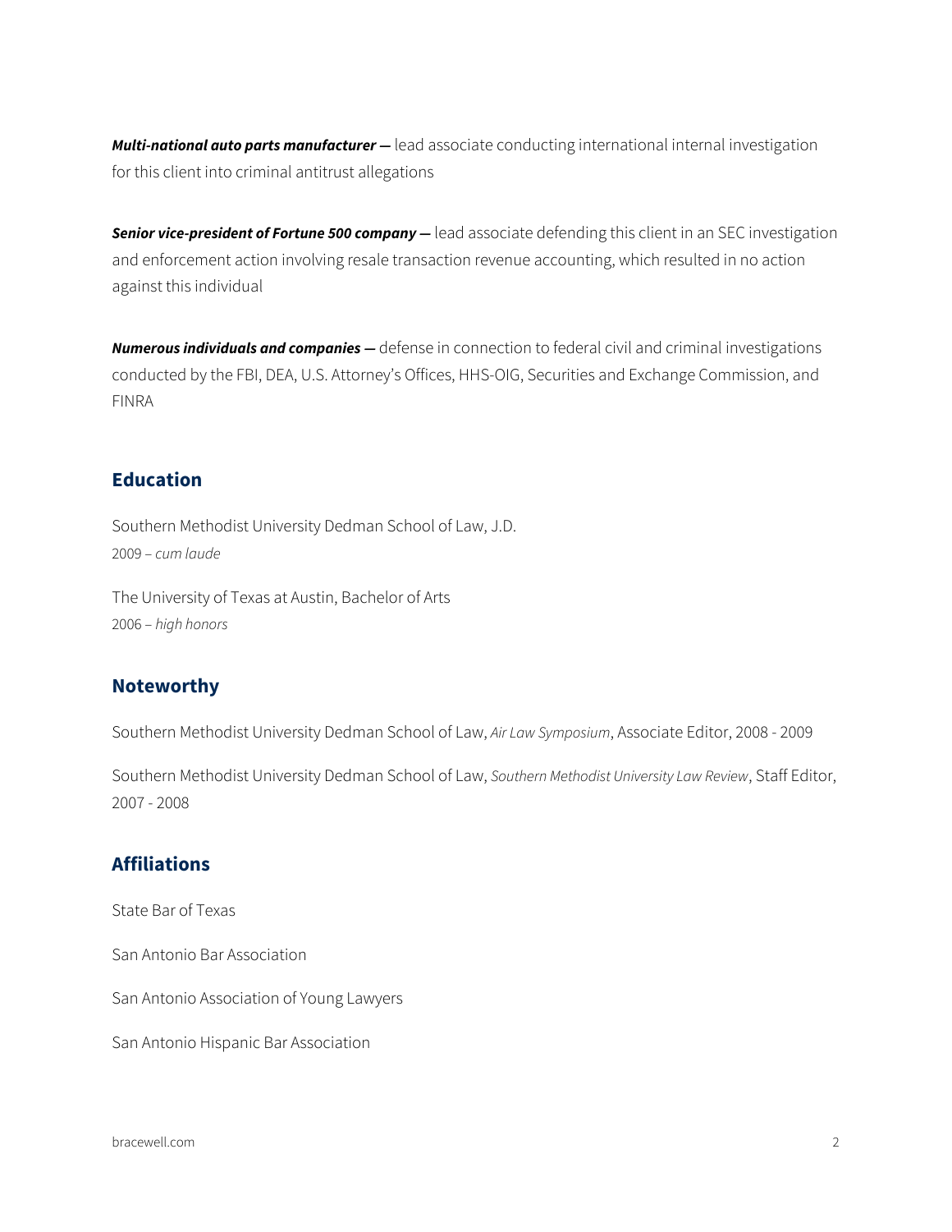***Multi-national auto parts manufacturer —*** lead associate conducting international internal investigation for this client into criminal antitrust allegations

***Senior vice-president of Fortune 500 company —*** lead associate defending this client in an SEC investigation and enforcement action involving resale transaction revenue accounting, which resulted in no action against this individual

***Numerous individuals and companies —*** defense in connection to federal civil and criminal investigations conducted by the FBI, DEA, U.S. Attorney's Offices, HHS-OIG, Securities and Exchange Commission, and FINRA

## Education

Southern Methodist University Dedman School of Law, J.D.
2009 – *cum laude*

The University of Texas at Austin, Bachelor of Arts
2006 – *high honors*

## Noteworthy

Southern Methodist University Dedman School of Law, *Air Law Symposium*, Associate Editor, 2008 - 2009

Southern Methodist University Dedman School of Law, *Southern Methodist University Law Review*, Staff Editor, 2007 - 2008

## Affiliations

State Bar of Texas

San Antonio Bar Association

San Antonio Association of Young Lawyers

San Antonio Hispanic Bar Association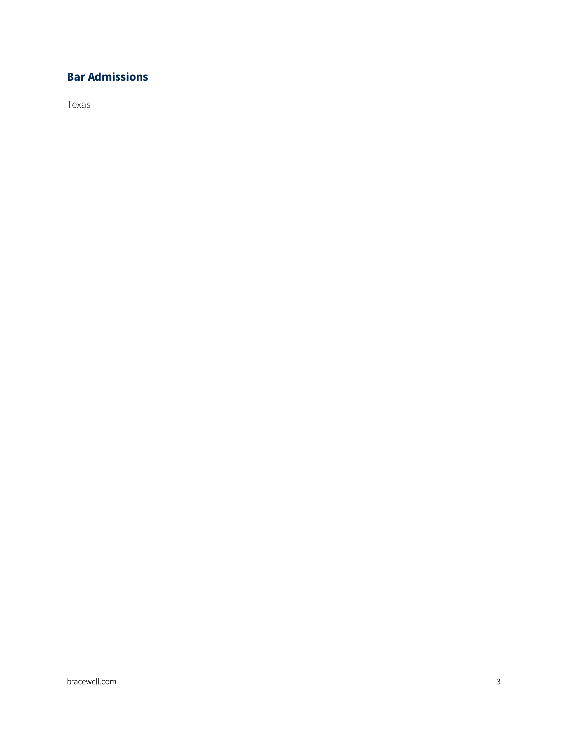## Bar Admissions

Texas